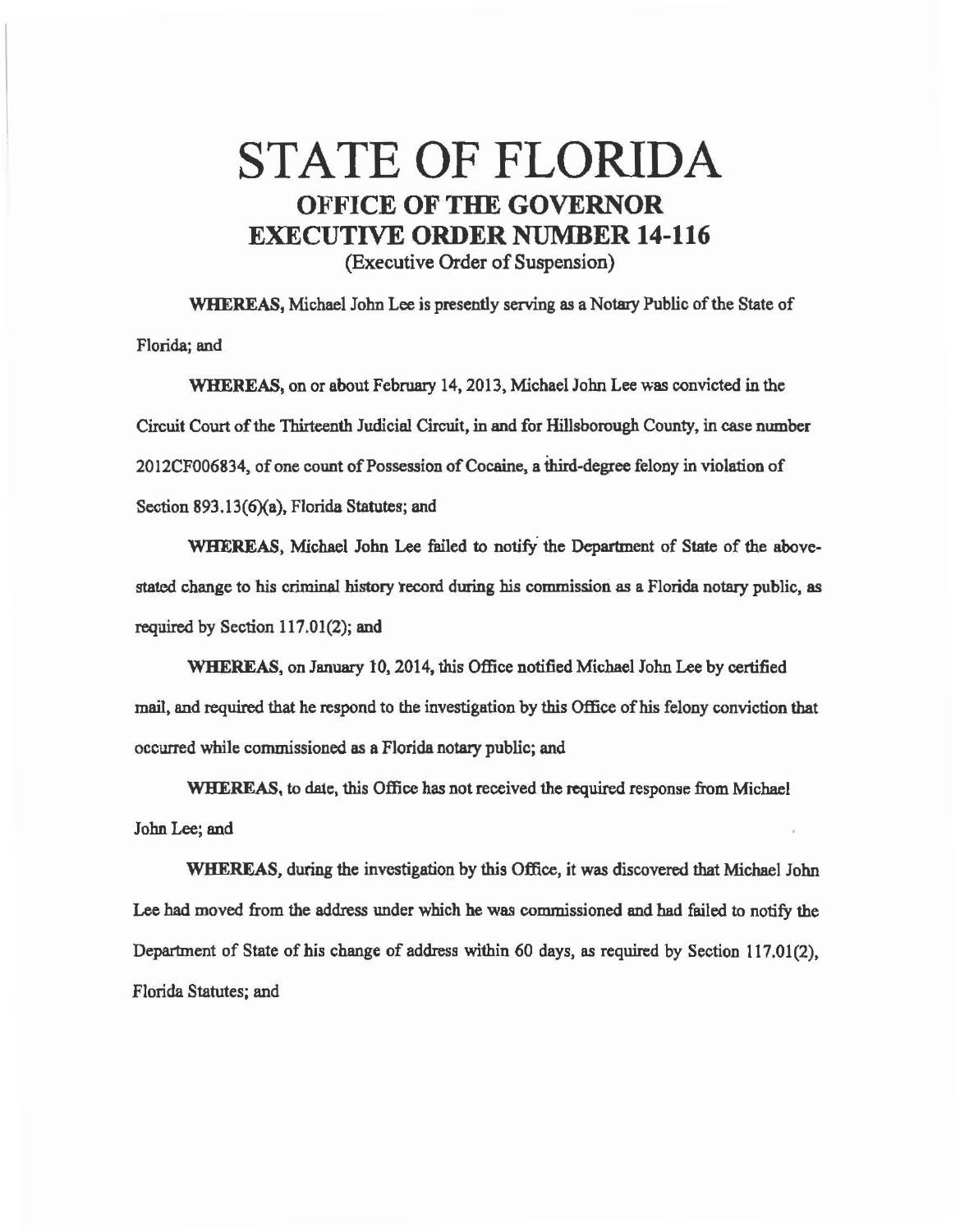# STATE OF FLORIDA

## OFFICE OF THE GOVERNOR

## EXECUTIVE ORDER NUMBER 14-116

(Executive Order of Suspension)

**WHEREAS,** Michael John Lee is presently serving as a Notary Public of the State of Florida; and

**WHEREAS,** on or about February 14, 2013, Michael John Lee was convicted in the Circuit Court of the Thirteenth Judicial Circuit, in and for Hillsborough County, in case number 2012CF006834, of one count of Possession of Cocaine, a third-degree felony in violation of Section 893.13(6)(a), Florida Statutes; and

**WHEREAS,** Michael John Lee failed to notify the Department of State of the above-stated change to his criminal history record during his commission as a Florida notary public, as required by Section 117.01(2); and

**WHEREAS,** on January 10, 2014, this Office notified Michael John Lee by certified mail, and required that he respond to the investigation by this Office of his felony conviction that occurred while commissioned as a Florida notary public; and

**WHEREAS,** to date, this Office has not received the required response from Michael John Lee; and

**WHEREAS,** during the investigation by this Office, it was discovered that Michael John Lee had moved from the address under which he was commissioned and had failed to notify the Department of State of his change of address within 60 days, as required by Section 117.01(2), Florida Statutes; and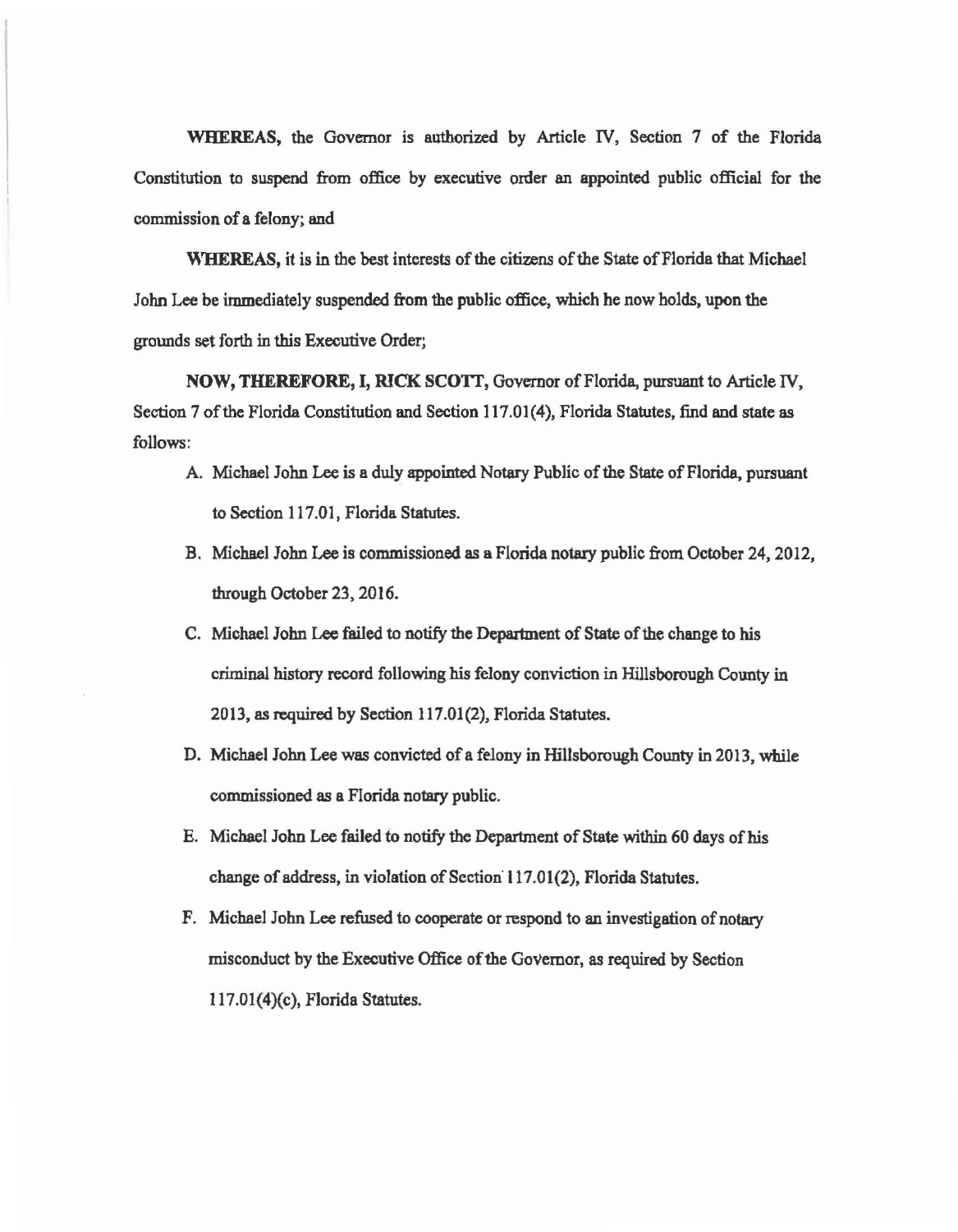**WHEREAS,** the Governor is authorized by Article IV, Section 7 of the Florida Constitution to suspend from office by executive order an appointed public official for the commission of a felony; and

**WHEREAS,** it is in the best interests of the citizens of the State of Florida that Michael John Lee be immediately suspended from the public office, which he now holds, upon the grounds set forth in this Executive Order;

**NOW, THEREFORE, I, RICK SCOTT,** Governor of Florida, pursuant to Article IV, Section 7 of the Florida Constitution and Section 117.01(4), Florida Statutes, find and state as follows:

A. Michael John Lee is a duly appointed Notary Public of the State of Florida, pursuant to Section 117.01, Florida Statutes.

B. Michael John Lee is commissioned as a Florida notary public from October 24, 2012, through October 23, 2016.

C. Michael John Lee failed to notify the Department of State of the change to his criminal history record following his felony conviction in Hillsborough County in 2013, as required by Section 117.01(2), Florida Statutes.

D. Michael John Lee was convicted of a felony in Hillsborough County in 2013, while commissioned as a Florida notary public.

E. Michael John Lee failed to notify the Department of State within 60 days of his change of address, in violation of Section 117.01(2), Florida Statutes.

F. Michael John Lee refused to cooperate or respond to an investigation of notary misconduct by the Executive Office of the Governor, as required by Section 117.01(4)(c), Florida Statutes.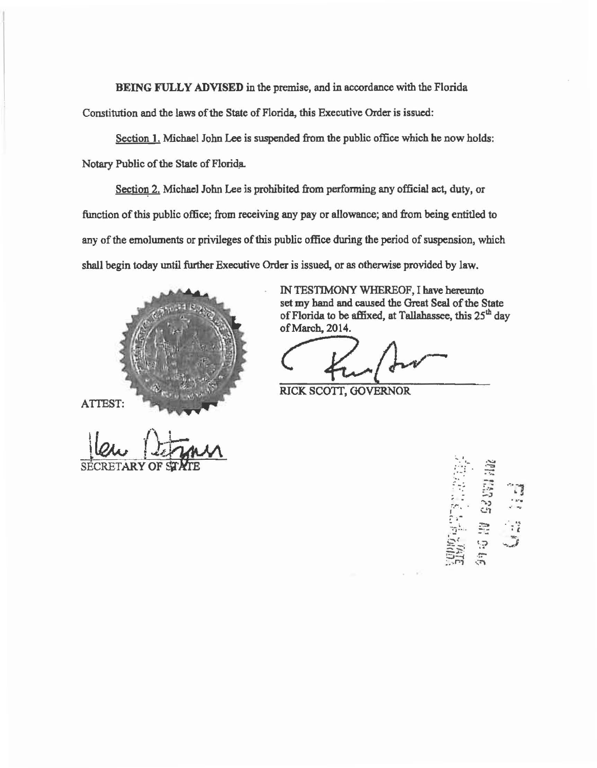**BEING FULLY ADVISED** in the premise, and in accordance with the Florida Constitution and the laws of the State of Florida, this Executive Order is issued:

Section 1. Michael John Lee is suspended from the public office which he now holds: Notary Public of the State of Florida.

Section 2. Michael John Lee is prohibited from performing any official act, duty, or function of this public office; from receiving any pay or allowance; and from being entitled to any of the emoluments or privileges of this public office during the period of suspension, which shall begin today until further Executive Order is issued, or as otherwise provided by law.

IN TESTIMONY WHEREOF, I have hereunto set my hand and caused the Great Seal of the State of Florida to be affixed, at Tallahassee, this 25th day of March, 2014.

RICK SCOTT, GOVERNOR

ATTEST:

SECRETARY OF STATE

2014 MAR 25 AM 9:46

FILED